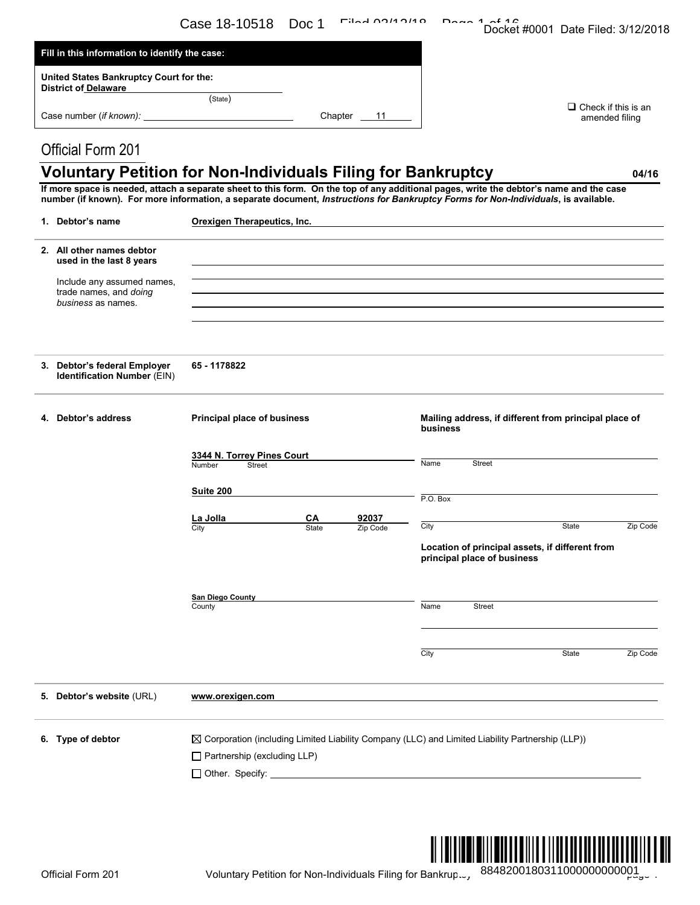**Fill in this information to identify the case:**

United States Bankruptcy Court for the:
District of Delaware
(State)

Case number (*if known*): ______________ Chapter 11

☐ Check if this is an amended filing

Official Form 201

# Voluntary Petition for Non-Individuals Filing for Bankruptcy

04/16

**If more space is needed, attach a separate sheet to this form. On the top of any additional pages, write the debtor's name and the case number (if known). For more information, a separate document, *Instructions for Bankruptcy Forms for Non-Individuals*, is available.**

**1. Debtor's name**

Orexigen Therapeutics, Inc.

**2. All other names debtor used in the last 8 years**

Include any assumed names, trade names, and *doing business* as names.

**3. Debtor's federal Employer Identification Number (EIN)**

65 - 1178822

**4. Debtor's address**

| Principal place of business | Mailing address, if different from principal place of business |
|---|---|
| 3344 N. Torrey Pines Court (Number Street) | (Name Street) |
| Suite 200 | (P.O. Box) |
| La Jolla (City) CA (State) 92037 (Zip Code) | (City State Zip Code) |
| | **Location of principal assets, if different from principal place of business** |
| San Diego County (County) | (Name Street) |
| | (City State Zip Code) |

**5. Debtor's website (URL)**

www.orexigen.com

**6. Type of debtor**

☒ Corporation (including Limited Liability Company (LLC) and Limited Liability Partnership (LLP))

☐ Partnership (excluding LLP)

☐ Other. Specify: ______________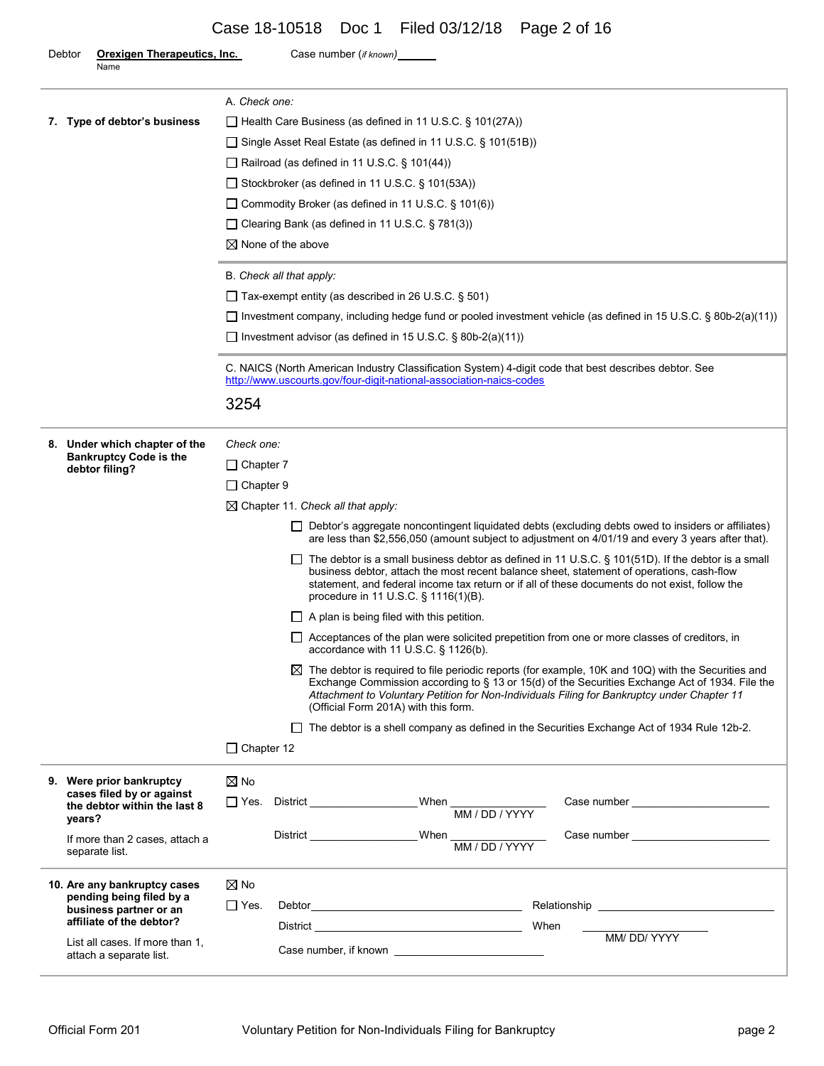Debtor **Orexigen Therapeutics, Inc.** Case number (*if known*) ______
Name

**7. Type of debtor's business**

A. *Check one:*

- ☐ Health Care Business (as defined in 11 U.S.C. § 101(27A))
- ☐ Single Asset Real Estate (as defined in 11 U.S.C. § 101(51B))
- ☐ Railroad (as defined in 11 U.S.C. § 101(44))
- ☐ Stockbroker (as defined in 11 U.S.C. § 101(53A))
- ☐ Commodity Broker (as defined in 11 U.S.C. § 101(6))
- ☐ Clearing Bank (as defined in 11 U.S.C. § 781(3))
- ☒ None of the above

B. *Check all that apply:*

- ☐ Tax-exempt entity (as described in 26 U.S.C. § 501)
- ☐ Investment company, including hedge fund or pooled investment vehicle (as defined in 15 U.S.C. § 80b-2(a)(11))
- ☐ Investment advisor (as defined in 15 U.S.C. § 80b-2(a)(11))

C. NAICS (North American Industry Classification System) 4-digit code that best describes debtor. See http://www.uscourts.gov/four-digit-national-association-naics-codes

3254

**8. Under which chapter of the Bankruptcy Code is the debtor filing?**

*Check one:*

- ☐ Chapter 7
- ☐ Chapter 9
- ☒ Chapter 11. *Check all that apply:*
  - ☐ Debtor's aggregate noncontingent liquidated debts (excluding debts owed to insiders or affiliates) are less than $2,556,050 (amount subject to adjustment on 4/01/19 and every 3 years after that).
  - ☐ The debtor is a small business debtor as defined in 11 U.S.C. § 101(51D). If the debtor is a small business debtor, attach the most recent balance sheet, statement of operations, cash-flow statement, and federal income tax return or if all of these documents do not exist, follow the procedure in 11 U.S.C. § 1116(1)(B).
  - ☐ A plan is being filed with this petition.
  - ☐ Acceptances of the plan were solicited prepetition from one or more classes of creditors, in accordance with 11 U.S.C. § 1126(b).
  - ☒ The debtor is required to file periodic reports (for example, 10K and 10Q) with the Securities and Exchange Commission according to § 13 or 15(d) of the Securities Exchange Act of 1934. File the *Attachment to Voluntary Petition for Non-Individuals Filing for Bankruptcy under Chapter 11* (Official Form 201A) with this form.
  - ☐ The debtor is a shell company as defined in the Securities Exchange Act of 1934 Rule 12b-2.
- ☐ Chapter 12

**9. Were prior bankruptcy cases filed by or against the debtor within the last 8 years?**

If more than 2 cases, attach a separate list.

- ☒ No
- ☐ Yes. District ______ When ______ (MM / DD / YYYY) Case number ______
  District ______ When ______ (MM / DD / YYYY) Case number ______

**10. Are any bankruptcy cases pending being filed by a business partner or an affiliate of the debtor?**

List all cases. If more than 1, attach a separate list.

- ☒ No
- ☐ Yes. Debtor ______ Relationship ______
  District ______ When ______ (MM/ DD/ YYYY)
  Case number, if known ______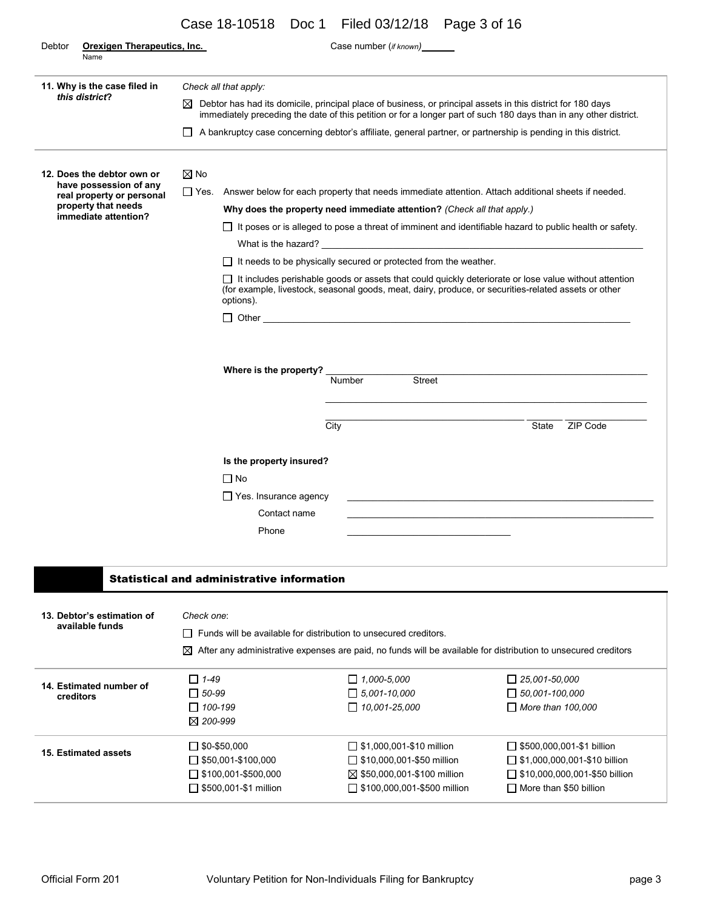Debtor **Orexigen Therapeutics, Inc.** Case number (*if known*)

Name

**11. Why is the case filed in *this district*?**

*Check all that apply:*

☒ Debtor has had its domicile, principal place of business, or principal assets in this district for 180 days immediately preceding the date of this petition or for a longer part of such 180 days than in any other district.

☐ A bankruptcy case concerning debtor's affiliate, general partner, or partnership is pending in this district.

**12. Does the debtor own or have possession of any real property or personal property that needs immediate attention?**

☒ No

☐ Yes. Answer below for each property that needs immediate attention. Attach additional sheets if needed.

**Why does the property need immediate attention?** *(Check all that apply.)*

☐ It poses or is alleged to pose a threat of imminent and identifiable hazard to public health or safety.

What is the hazard? \_\_\_\_\_\_\_\_\_\_\_\_\_\_\_\_\_\_\_\_\_\_\_\_

☐ It needs to be physically secured or protected from the weather.

☐ It includes perishable goods or assets that could quickly deteriorate or lose value without attention (for example, livestock, seasonal goods, meat, dairy, produce, or securities-related assets or other options).

☐ Other \_\_\_\_\_\_\_\_\_\_\_\_\_\_\_\_\_\_\_\_\_\_\_\_

**Where is the property?** \_\_\_\_\_\_\_\_\_\_\_\_\_\_\_\_\_\_\_\_\_\_\_\_

Number Street

\_\_\_\_\_\_\_\_\_\_\_\_\_\_\_\_\_\_\_\_\_\_\_\_

City State ZIP Code

**Is the property insured?**

☐ No

☐ Yes. Insurance agency \_\_\_\_\_\_\_\_\_\_\_\_\_\_\_\_\_\_\_\_\_\_\_\_

Contact name \_\_\_\_\_\_\_\_\_\_\_\_\_\_\_\_\_\_\_\_\_\_\_\_

Phone \_\_\_\_\_\_\_\_\_\_\_\_\_\_\_\_\_\_\_\_\_\_\_\_

## Statistical and administrative information

**13. Debtor's estimation of available funds**

*Check one*:

☐ Funds will be available for distribution to unsecured creditors.

☒ After any administrative expenses are paid, no funds will be available for distribution to unsecured creditors

**14. Estimated number of creditors**

| | | |
|---|---|---|
| ☐ *1-49* | ☐ *1,000-5,000* | ☐ *25,001-50,000* |
| ☐ *50-99* | ☐ *5,001-10,000* | ☐ *50,001-100,000* |
| ☐ *100-199* | ☐ *10,001-25,000* | ☐ *More than 100,000* |
| ☒ *200-999* | | |

**15. Estimated assets**

| | | |
|---|---|---|
| ☐ $0-$50,000 | ☐ $1,000,001-$10 million | ☐ $500,000,001-$1 billion |
| ☐ $50,001-$100,000 | ☐ $10,000,001-$50 million | ☐ $1,000,000,001-$10 billion |
| ☐ $100,001-$500,000 | ☒ $50,000,001-$100 million | ☐ $10,000,000,001-$50 billion |
| ☐ $500,001-$1 million | ☐ $100,000,001-$500 million | ☐ More than $50 billion |

Official Form 201 Voluntary Petition for Non-Individuals Filing for Bankruptcy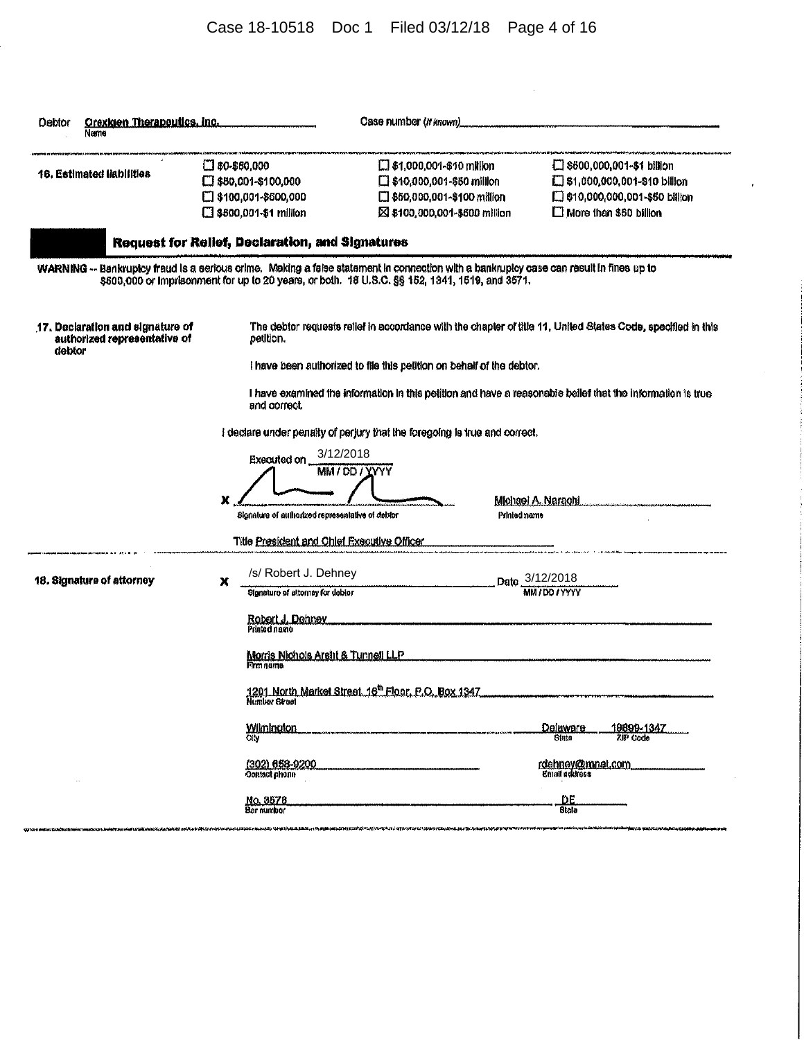Debtor **Orexigen Therapeutics, Inc.**
Name

Case number (*If known*)

| 16. Estimated liabilities | | | |
|---|---|---|---|
| ☐ $0-$50,000 | ☐ $1,000,001-$10 million | ☐ $500,000,001-$1 billion |
| ☐ $50,001-$100,000 | ☐ $10,000,001-$50 million | ☐ $1,000,000,001-$10 billion |
| ☐ $100,001-$500,000 | ☐ $50,000,001-$100 million | ☐ $10,000,000,001-$50 billion |
| ☐ $500,001-$1 million | ☒ $100,000,001-$500 million | ☐ More than $50 billion |

## Request for Relief, Declaration, and Signatures

**WARNING** -- Bankruptcy fraud is a serious crime. Making a false statement in connection with a bankruptcy case can result in fines up to $500,000 or imprisonment for up to 20 years, or both. 18 U.S.C. §§ 152, 1341, 1519, and 3571.

**17. Declaration and signature of authorized representative of debtor**

The debtor requests relief in accordance with the chapter of title 11, United States Code, specified in this petition.

I have been authorized to file this petition on behalf of the debtor.

I have examined the information in this petition and have a reasonable belief that the information is true and correct.

I declare under penalty of perjury that the foregoing is true and correct.

Executed on 3/12/2018
MM / DD / YYYY

X ____________________ Michael A. Narachi
Signature of authorized representative of debtor — Printed name

Title President and Chief Executive Officer

**18. Signature of attorney**

X /s/ Robert J. Dehney — Date 3/12/2018
Signature of attorney for debtor — MM / DD / YYYY

Robert J. Dehney
Printed name

Morris Nichols Arsht & Tunnell LLP
Firm name

1201 North Market Street, 16th Floor, P.O. Box 1347
Number Street

Wilmington — Delaware — 19899-1347
City — State — ZIP Code

(302) 658-9200 — rdehney@mnat.com
Contact phone — Email address

No. 3578 — DE
Bar number — State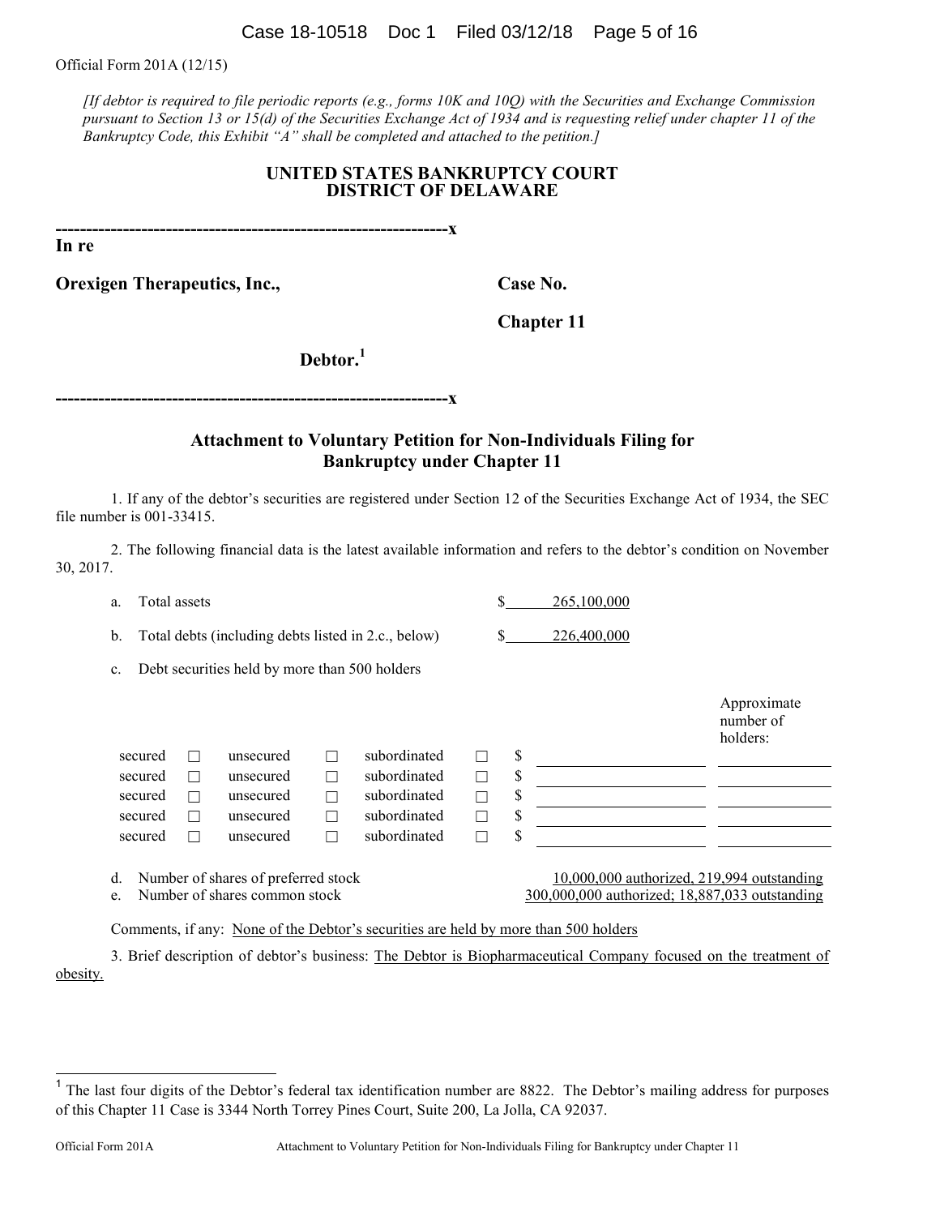Official Form 201A (12/15)

*[If debtor is required to file periodic reports (e.g., forms 10K and 10Q) with the Securities and Exchange Commission pursuant to Section 13 or 15(d) of the Securities Exchange Act of 1934 and is requesting relief under chapter 11 of the Bankruptcy Code, this Exhibit "A" shall be completed and attached to the petition.]*

**UNITED STATES BANKRUPTCY COURT**
**DISTRICT OF DELAWARE**

**---------------------------------------------------------------x**

**In re**

**Orexigen Therapeutics, Inc.,** **Case No.**

**Chapter 11**

**Debtor.**[1]

**---------------------------------------------------------------x**

## Attachment to Voluntary Petition for Non-Individuals Filing for Bankruptcy under Chapter 11

1. If any of the debtor's securities are registered under Section 12 of the Securities Exchange Act of 1934, the SEC file number is 001-33415.

2. The following financial data is the latest available information and refers to the debtor's condition on November 30, 2017.

a. Total assets $ 265,100,000

b. Total debts (including debts listed in 2.c., below) $ 226,400,000

c. Debt securities held by more than 500 holders

| | | | | | | $ | Approximate number of holders: |
|---|---|---|---|---|---|---|---|
| secured | ☐ | unsecured | ☐ | subordinated | ☐ | $ | |
| secured | ☐ | unsecured | ☐ | subordinated | ☐ | $ | |
| secured | ☐ | unsecured | ☐ | subordinated | ☐ | $ | |
| secured | ☐ | unsecured | ☐ | subordinated | ☐ | $ | |
| secured | ☐ | unsecured | ☐ | subordinated | ☐ | $ | |

d. Number of shares of preferred stock 10,000,000 authorized, 219,994 outstanding

e. Number of shares common stock 300,000,000 authorized; 18,887,033 outstanding

Comments, if any: None of the Debtor's securities are held by more than 500 holders

3. Brief description of debtor's business: The Debtor is Biopharmaceutical Company focused on the treatment of obesity.

---

[1] The last four digits of the Debtor's federal tax identification number are 8822. The Debtor's mailing address for purposes of this Chapter 11 Case is 3344 North Torrey Pines Court, Suite 200, La Jolla, CA 92037.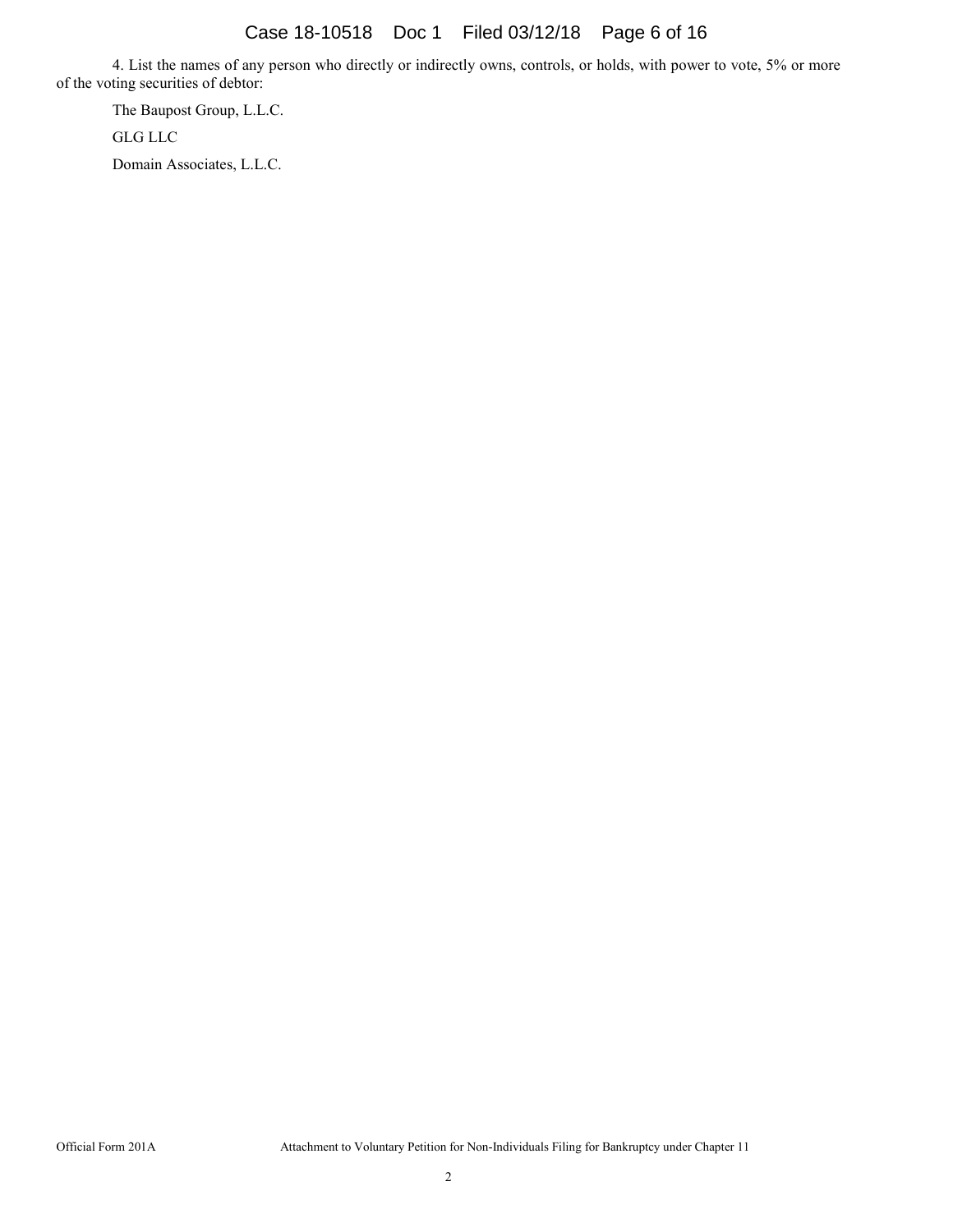4. List the names of any person who directly or indirectly owns, controls, or holds, with power to vote, 5% or more of the voting securities of debtor:

The Baupost Group, L.L.C.

GLG LLC

Domain Associates, L.L.C.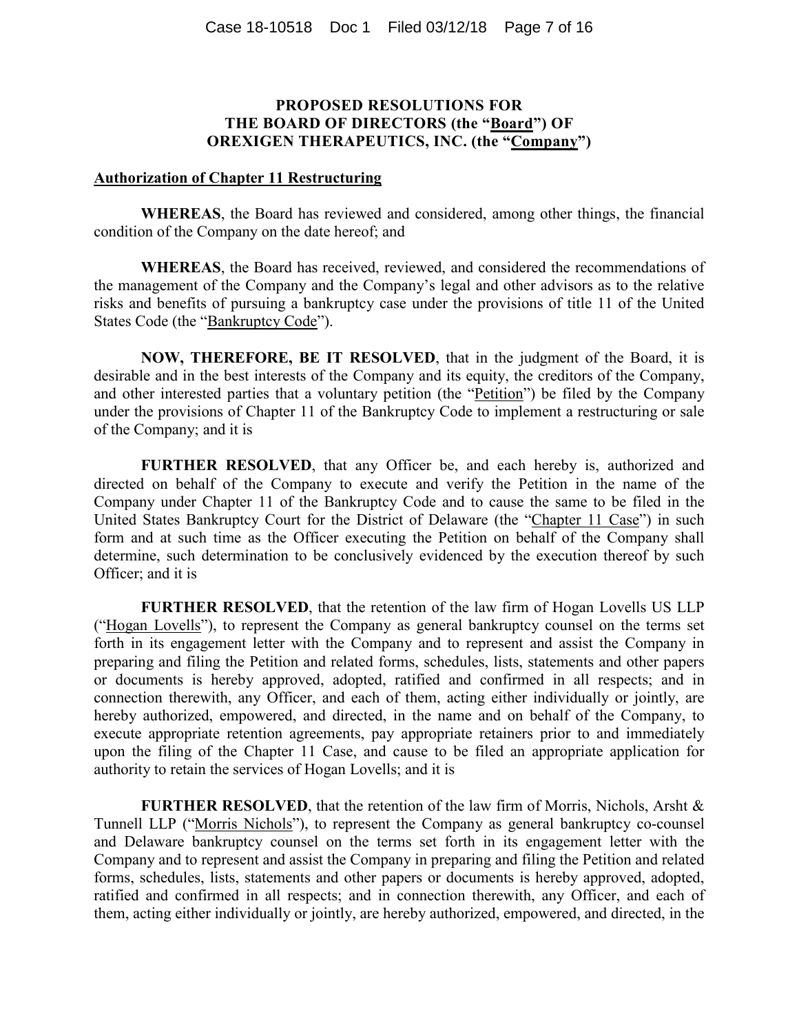**PROPOSED RESOLUTIONS FOR THE BOARD OF DIRECTORS (the "Board") OF OREXIGEN THERAPEUTICS, INC. (the "Company")**

**Authorization of Chapter 11 Restructuring**

**WHEREAS**, the Board has reviewed and considered, among other things, the financial condition of the Company on the date hereof; and

**WHEREAS**, the Board has received, reviewed, and considered the recommendations of the management of the Company and the Company's legal and other advisors as to the relative risks and benefits of pursuing a bankruptcy case under the provisions of title 11 of the United States Code (the "Bankruptcy Code").

**NOW, THEREFORE, BE IT RESOLVED**, that in the judgment of the Board, it is desirable and in the best interests of the Company and its equity, the creditors of the Company, and other interested parties that a voluntary petition (the "Petition") be filed by the Company under the provisions of Chapter 11 of the Bankruptcy Code to implement a restructuring or sale of the Company; and it is

**FURTHER RESOLVED**, that any Officer be, and each hereby is, authorized and directed on behalf of the Company to execute and verify the Petition in the name of the Company under Chapter 11 of the Bankruptcy Code and to cause the same to be filed in the United States Bankruptcy Court for the District of Delaware (the "Chapter 11 Case") in such form and at such time as the Officer executing the Petition on behalf of the Company shall determine, such determination to be conclusively evidenced by the execution thereof by such Officer; and it is

**FURTHER RESOLVED**, that the retention of the law firm of Hogan Lovells US LLP ("Hogan Lovells"), to represent the Company as general bankruptcy counsel on the terms set forth in its engagement letter with the Company and to represent and assist the Company in preparing and filing the Petition and related forms, schedules, lists, statements and other papers or documents is hereby approved, adopted, ratified and confirmed in all respects; and in connection therewith, any Officer, and each of them, acting either individually or jointly, are hereby authorized, empowered, and directed, in the name and on behalf of the Company, to execute appropriate retention agreements, pay appropriate retainers prior to and immediately upon the filing of the Chapter 11 Case, and cause to be filed an appropriate application for authority to retain the services of Hogan Lovells; and it is

**FURTHER RESOLVED**, that the retention of the law firm of Morris, Nichols, Arsht & Tunnell LLP ("Morris Nichols"), to represent the Company as general bankruptcy co-counsel and Delaware bankruptcy counsel on the terms set forth in its engagement letter with the Company and to represent and assist the Company in preparing and filing the Petition and related forms, schedules, lists, statements and other papers or documents is hereby approved, adopted, ratified and confirmed in all respects; and in connection therewith, any Officer, and each of them, acting either individually or jointly, are hereby authorized, empowered, and directed, in the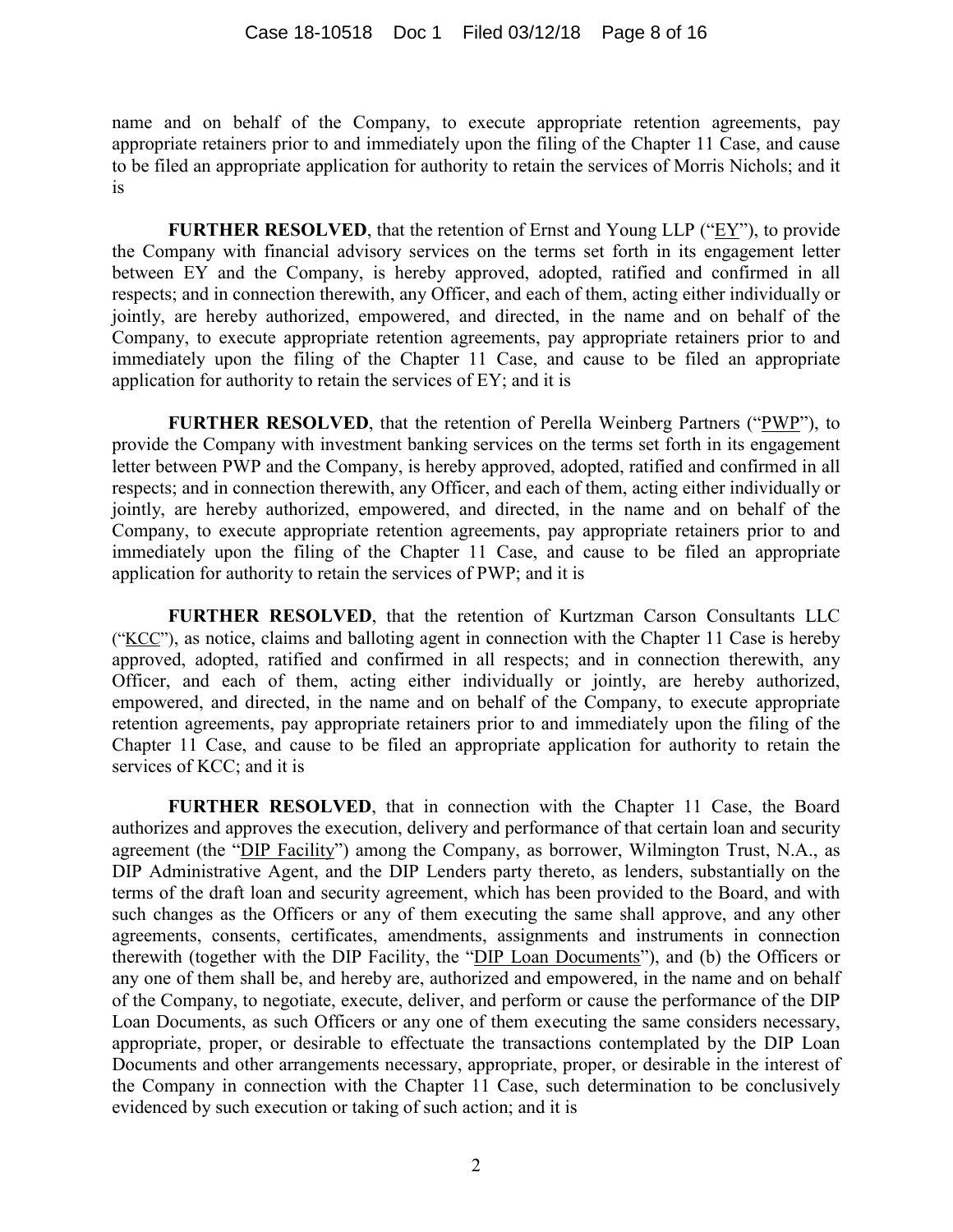name and on behalf of the Company, to execute appropriate retention agreements, pay appropriate retainers prior to and immediately upon the filing of the Chapter 11 Case, and cause to be filed an appropriate application for authority to retain the services of Morris Nichols; and it is

**FURTHER RESOLVED**, that the retention of Ernst and Young LLP ("EY"), to provide the Company with financial advisory services on the terms set forth in its engagement letter between EY and the Company, is hereby approved, adopted, ratified and confirmed in all respects; and in connection therewith, any Officer, and each of them, acting either individually or jointly, are hereby authorized, empowered, and directed, in the name and on behalf of the Company, to execute appropriate retention agreements, pay appropriate retainers prior to and immediately upon the filing of the Chapter 11 Case, and cause to be filed an appropriate application for authority to retain the services of EY; and it is

**FURTHER RESOLVED**, that the retention of Perella Weinberg Partners ("PWP"), to provide the Company with investment banking services on the terms set forth in its engagement letter between PWP and the Company, is hereby approved, adopted, ratified and confirmed in all respects; and in connection therewith, any Officer, and each of them, acting either individually or jointly, are hereby authorized, empowered, and directed, in the name and on behalf of the Company, to execute appropriate retention agreements, pay appropriate retainers prior to and immediately upon the filing of the Chapter 11 Case, and cause to be filed an appropriate application for authority to retain the services of PWP; and it is

**FURTHER RESOLVED**, that the retention of Kurtzman Carson Consultants LLC ("KCC"), as notice, claims and balloting agent in connection with the Chapter 11 Case is hereby approved, adopted, ratified and confirmed in all respects; and in connection therewith, any Officer, and each of them, acting either individually or jointly, are hereby authorized, empowered, and directed, in the name and on behalf of the Company, to execute appropriate retention agreements, pay appropriate retainers prior to and immediately upon the filing of the Chapter 11 Case, and cause to be filed an appropriate application for authority to retain the services of KCC; and it is

**FURTHER RESOLVED**, that in connection with the Chapter 11 Case, the Board authorizes and approves the execution, delivery and performance of that certain loan and security agreement (the "DIP Facility") among the Company, as borrower, Wilmington Trust, N.A., as DIP Administrative Agent, and the DIP Lenders party thereto, as lenders, substantially on the terms of the draft loan and security agreement, which has been provided to the Board, and with such changes as the Officers or any of them executing the same shall approve, and any other agreements, consents, certificates, amendments, assignments and instruments in connection therewith (together with the DIP Facility, the "DIP Loan Documents"), and (b) the Officers or any one of them shall be, and hereby are, authorized and empowered, in the name and on behalf of the Company, to negotiate, execute, deliver, and perform or cause the performance of the DIP Loan Documents, as such Officers or any one of them executing the same considers necessary, appropriate, proper, or desirable to effectuate the transactions contemplated by the DIP Loan Documents and other arrangements necessary, appropriate, proper, or desirable in the interest of the Company in connection with the Chapter 11 Case, such determination to be conclusively evidenced by such execution or taking of such action; and it is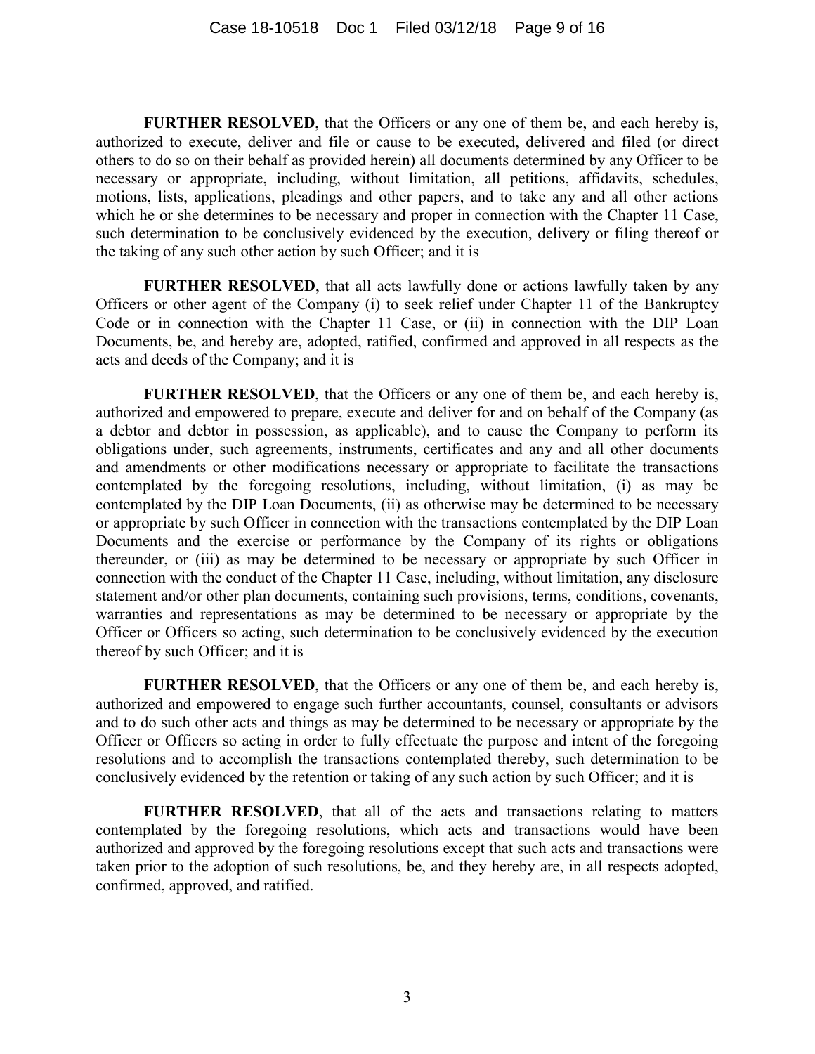**FURTHER RESOLVED**, that the Officers or any one of them be, and each hereby is, authorized to execute, deliver and file or cause to be executed, delivered and filed (or direct others to do so on their behalf as provided herein) all documents determined by any Officer to be necessary or appropriate, including, without limitation, all petitions, affidavits, schedules, motions, lists, applications, pleadings and other papers, and to take any and all other actions which he or she determines to be necessary and proper in connection with the Chapter 11 Case, such determination to be conclusively evidenced by the execution, delivery or filing thereof or the taking of any such other action by such Officer; and it is

**FURTHER RESOLVED**, that all acts lawfully done or actions lawfully taken by any Officers or other agent of the Company (i) to seek relief under Chapter 11 of the Bankruptcy Code or in connection with the Chapter 11 Case, or (ii) in connection with the DIP Loan Documents, be, and hereby are, adopted, ratified, confirmed and approved in all respects as the acts and deeds of the Company; and it is

**FURTHER RESOLVED**, that the Officers or any one of them be, and each hereby is, authorized and empowered to prepare, execute and deliver for and on behalf of the Company (as a debtor and debtor in possession, as applicable), and to cause the Company to perform its obligations under, such agreements, instruments, certificates and any and all other documents and amendments or other modifications necessary or appropriate to facilitate the transactions contemplated by the foregoing resolutions, including, without limitation, (i) as may be contemplated by the DIP Loan Documents, (ii) as otherwise may be determined to be necessary or appropriate by such Officer in connection with the transactions contemplated by the DIP Loan Documents and the exercise or performance by the Company of its rights or obligations thereunder, or (iii) as may be determined to be necessary or appropriate by such Officer in connection with the conduct of the Chapter 11 Case, including, without limitation, any disclosure statement and/or other plan documents, containing such provisions, terms, conditions, covenants, warranties and representations as may be determined to be necessary or appropriate by the Officer or Officers so acting, such determination to be conclusively evidenced by the execution thereof by such Officer; and it is

**FURTHER RESOLVED**, that the Officers or any one of them be, and each hereby is, authorized and empowered to engage such further accountants, counsel, consultants or advisors and to do such other acts and things as may be determined to be necessary or appropriate by the Officer or Officers so acting in order to fully effectuate the purpose and intent of the foregoing resolutions and to accomplish the transactions contemplated thereby, such determination to be conclusively evidenced by the retention or taking of any such action by such Officer; and it is

**FURTHER RESOLVED**, that all of the acts and transactions relating to matters contemplated by the foregoing resolutions, which acts and transactions would have been authorized and approved by the foregoing resolutions except that such acts and transactions were taken prior to the adoption of such resolutions, be, and they hereby are, in all respects adopted, confirmed, approved, and ratified.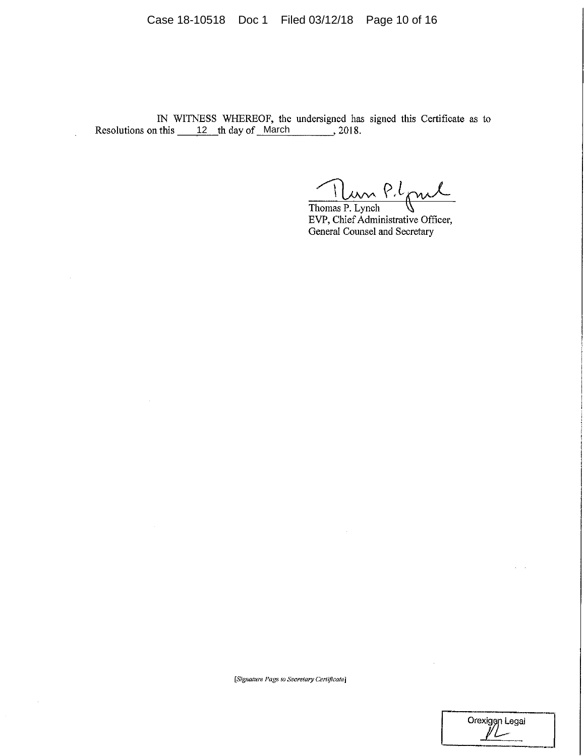IN WITNESS WHEREOF, the undersigned has signed this Certificate as to Resolutions on this 12 th day of March, 2018.

Thomas P. Lynch
EVP, Chief Administrative Officer,
General Counsel and Secretary

*[Signature Page to Secretary Certificate]*

Orexigen Legal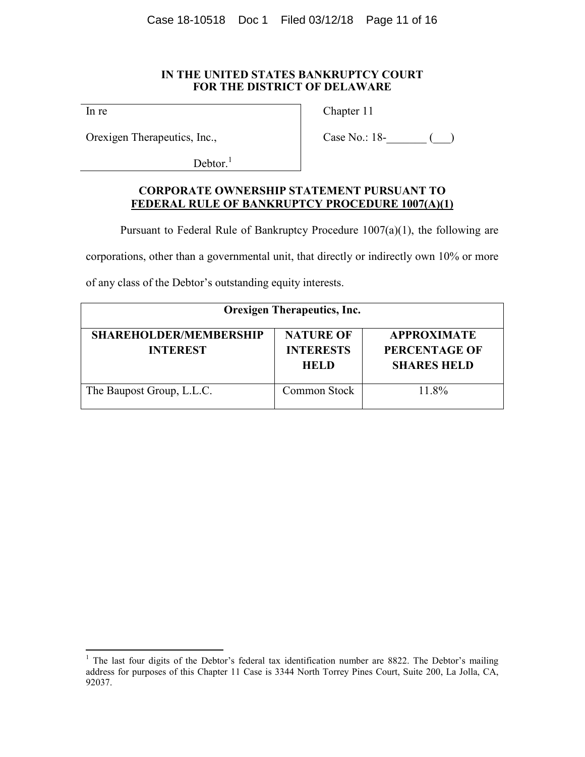**IN THE UNITED STATES BANKRUPTCY COURT**
**FOR THE DISTRICT OF DELAWARE**

| | |
|---|---|
| In re<br><br>Orexigen Therapeutics, Inc.,<br><br>Debtor.[1] | Chapter 11<br><br>Case No.: 18-_______ (___) |

**CORPORATE OWNERSHIP STATEMENT PURSUANT TO**
**FEDERAL RULE OF BANKRUPTCY PROCEDURE 1007(A)(1)**

Pursuant to Federal Rule of Bankruptcy Procedure 1007(a)(1), the following are corporations, other than a governmental unit, that directly or indirectly own 10% or more of any class of the Debtor's outstanding equity interests.

| **Orexigen Therapeutics, Inc.** | | |
|---|---|---|
| **SHAREHOLDER/MEMBERSHIP INTEREST** | **NATURE OF INTERESTS HELD** | **APPROXIMATE PERCENTAGE OF SHARES HELD** |
| The Baupost Group, L.L.C. | Common Stock | 11.8% |

[1] The last four digits of the Debtor's federal tax identification number are 8822. The Debtor's mailing address for purposes of this Chapter 11 Case is 3344 North Torrey Pines Court, Suite 200, La Jolla, CA, 92037.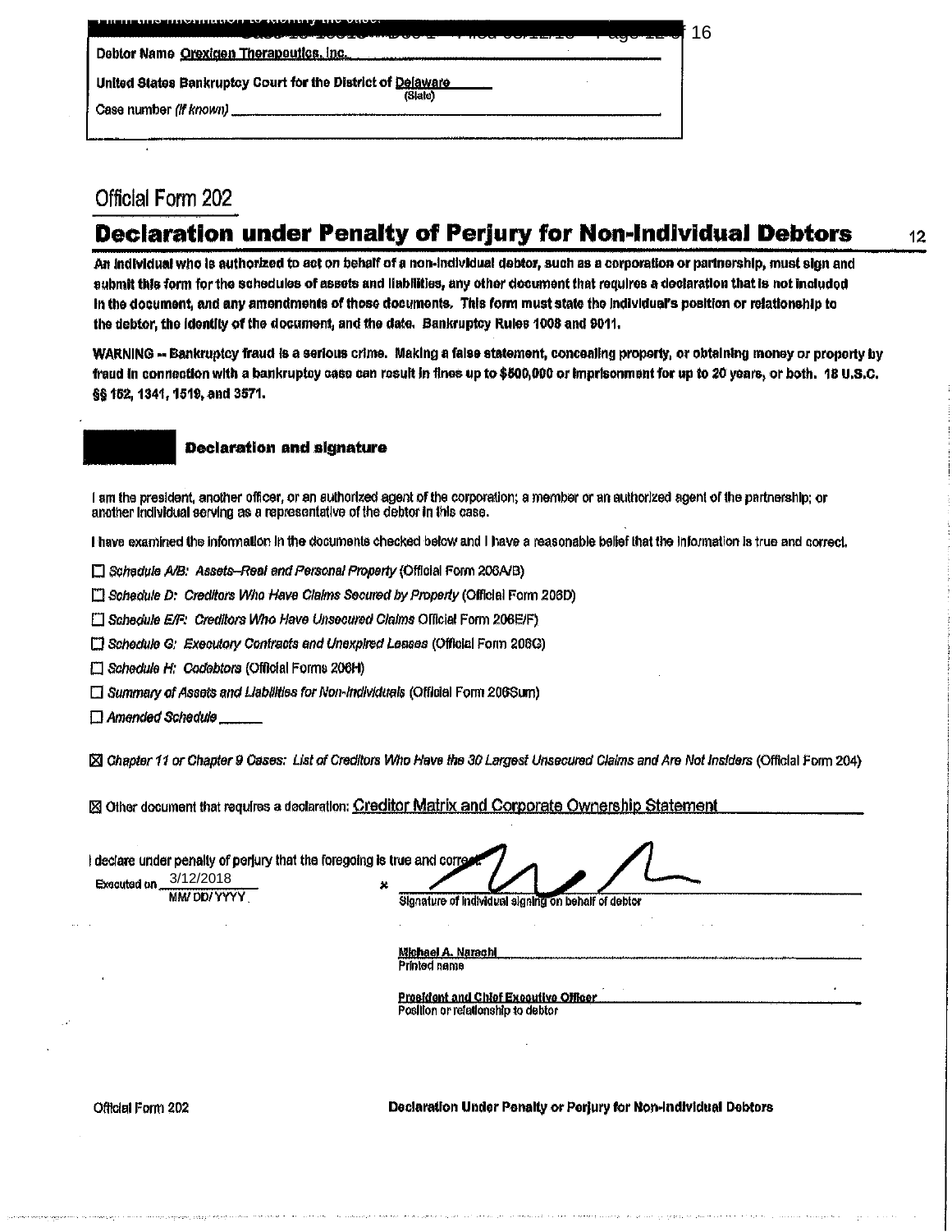Debtor Name Orexigen Therapeutics, Inc.

United States Bankruptcy Court for the District of Delaware (State)

Case number (If known) ______

Official Form 202

# Declaration under Penalty of Perjury for Non-Individual Debtors

**An individual who is authorized to act on behalf of a non-individual debtor, such as a corporation or partnership, must sign and submit this form for the schedules of assets and liabilities, any other document that requires a declaration that is not included in the document, and any amendments of those documents. This form must state the individual's position or relationship to the debtor, the identity of the document, and the date. Bankruptcy Rules 1008 and 9011.**

**WARNING -- Bankruptcy fraud is a serious crime. Making a false statement, concealing property, or obtaining money or property by fraud in connection with a bankruptcy case can result in fines up to $500,000 or imprisonment for up to 20 years, or both. 18 U.S.C. §§ 152, 1341, 1519, and 3571.**

## Declaration and signature

I am the president, another officer, or an authorized agent of the corporation; a member or an authorized agent of the partnership; or another individual serving as a representative of the debtor in this case.

I have examined the information in the documents checked below and I have a reasonable belief that the information is true and correct.

- ☐ *Schedule A/B: Assets–Real and Personal Property* (Official Form 206A/B)
- ☐ *Schedule D: Creditors Who Have Claims Secured by Property* (Official Form 206D)
- ☐ *Schedule E/F: Creditors Who Have Unsecured Claims* Official Form 206E/F)
- ☐ *Schedule G: Executory Contracts and Unexpired Leases* (Official Form 206G)
- ☐ *Schedule H: Codebtors* (Official Forms 206H)
- ☐ *Summary of Assets and Liabilities for Non-Individuals* (Official Form 206Sum)
- ☐ *Amended Schedule* ______
- ☒ *Chapter 11 or Chapter 9 Cases: List of Creditors Who Have the 30 Largest Unsecured Claims and Are Not Insiders* (Official Form 204)
- ☒ Other document that requires a declaration: Creditor Matrix and Corporate Ownership Statement

I declare under penalty of perjury that the foregoing is true and correct.

Executed on 3/12/2018
MM/ DD/ YYYY

✘ ______
Signature of individual signing on behalf of debtor

Michael A. Narachi
Printed name

President and Chief Executive Officer
Position or relationship to debtor

Official Form 202 — Declaration Under Penalty or Perjury for Non-Individual Debtors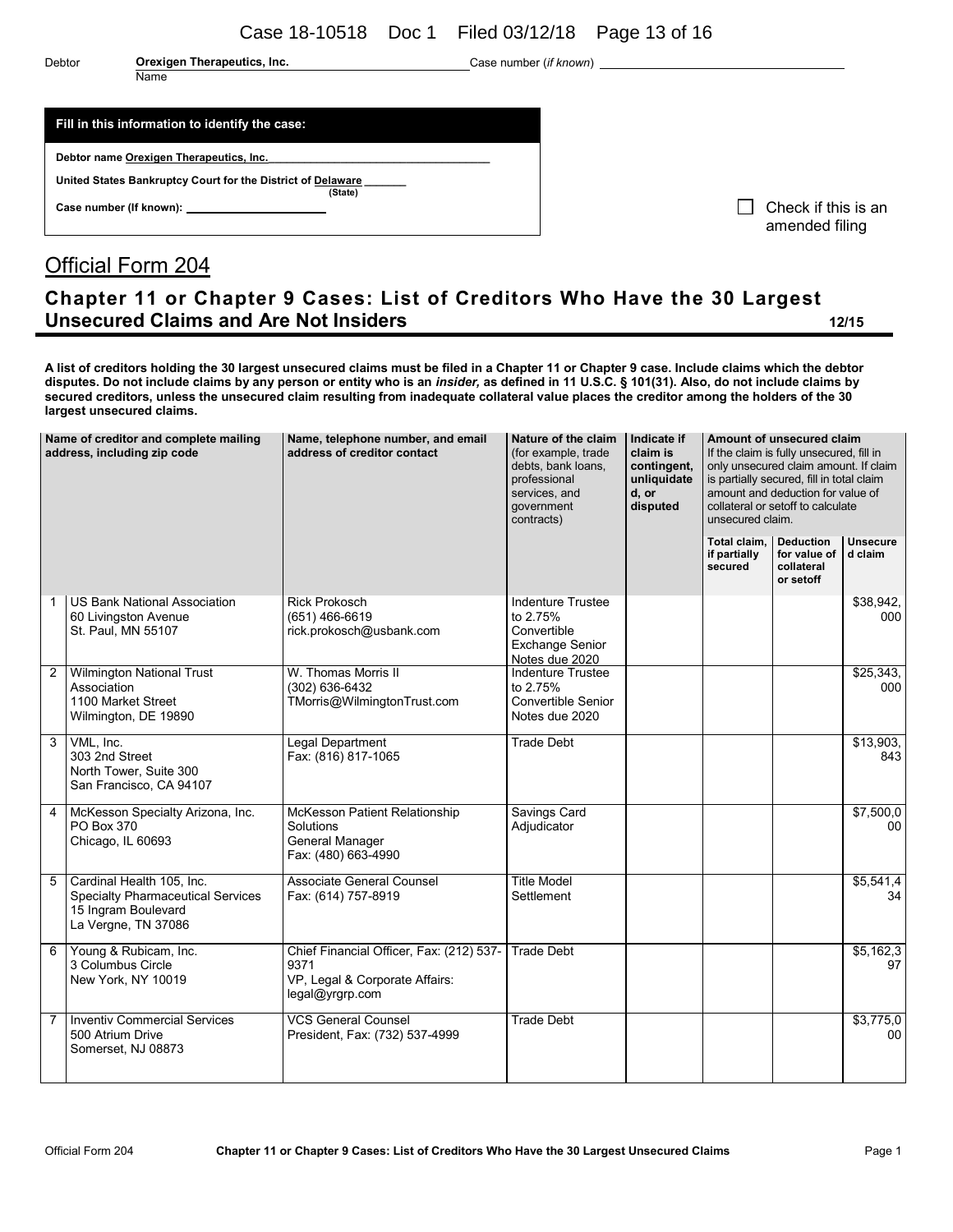Debtor **Orexigen Therapeutics, Inc.** Case number (*if known*)
Name

| **Fill in this information to identify the case:** |
|---|
| **Debtor name Orexigen Therapeutics, Inc.** |
| **United States Bankruptcy Court for the District of Delaware (State)** |
| **Case number (If known):** |

☐ Check if this is an amended filing

## Official Form 204

## Chapter 11 or Chapter 9 Cases: List of Creditors Who Have the 30 Largest Unsecured Claims and Are Not Insiders **12/15**

**A list of creditors holding the 30 largest unsecured claims must be filed in a Chapter 11 or Chapter 9 case. Include claims which the debtor disputes. Do not include claims by any person or entity who is an *insider,* as defined in 11 U.S.C. § 101(31). Also, do not include claims by secured creditors, unless the unsecured claim resulting from inadequate collateral value places the creditor among the holders of the 30 largest unsecured claims.**

| | Name of creditor and complete mailing address, including zip code | Name, telephone number, and email address of creditor contact | Nature of the claim (for example, trade debts, bank loans, professional services, and government contracts) | Indicate if claim is contingent, unliquidated, or disputed | Amount of unsecured claim If the claim is fully unsecured, fill in only unsecured claim amount. If claim is partially secured, fill in total claim amount and deduction for value of collateral or setoff to calculate unsecured claim. | | |
|---|---|---|---|---|---|---|---|
| | | | | | Total claim, if partially secured | Deduction for value of collateral or setoff | Unsecured claim |
| 1 | US Bank National Association 60 Livingston Avenue St. Paul, MN 55107 | Rick Prokosch (651) 466-6619 rick.prokosch@usbank.com | Indenture Trustee to 2.75% Convertible Exchange Senior Notes due 2020 | | | | $38,942,000 |
| 2 | Wilmington National Trust Association 1100 Market Street Wilmington, DE 19890 | W. Thomas Morris II (302) 636-6432 TMorris@WilmingtonTrust.com | Indenture Trustee to 2.75% Convertible Senior Notes due 2020 | | | | $25,343,000 |
| 3 | VML, Inc. 303 2nd Street North Tower, Suite 300 San Francisco, CA 94107 | Legal Department Fax: (816) 817-1065 | Trade Debt | | | | $13,903,843 |
| 4 | McKesson Specialty Arizona, Inc. PO Box 370 Chicago, IL 60693 | McKesson Patient Relationship Solutions General Manager Fax: (480) 663-4990 | Savings Card Adjudicator | | | | $7,500,000 |
| 5 | Cardinal Health 105, Inc. Specialty Pharmaceutical Services 15 Ingram Boulevard La Vergne, TN 37086 | Associate General Counsel Fax: (614) 757-8919 | Title Model Settlement | | | | $5,541,434 |
| 6 | Young & Rubicam, Inc. 3 Columbus Circle New York, NY 10019 | Chief Financial Officer, Fax: (212) 537-9371 VP, Legal & Corporate Affairs: legal@yrgrp.com | Trade Debt | | | | $5,162,397 |
| 7 | Inventiv Commercial Services 500 Atrium Drive Somerset, NJ 08873 | VCS General Counsel President, Fax: (732) 537-4999 | Trade Debt | | | | $3,775,000 |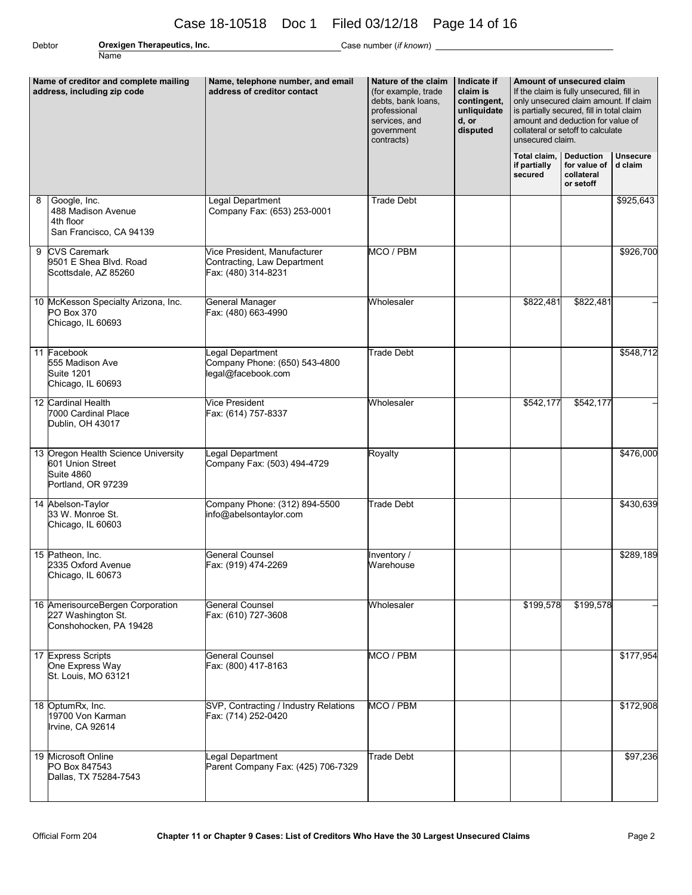Debtor **Orexigen Therapeutics, Inc.** Case number (*if known*)
Name

| | Name of creditor and complete mailing address, including zip code | Name, telephone number, and email address of creditor contact | Nature of the claim (for example, trade debts, bank loans, professional services, and government contracts) | Indicate if claim is contingent, unliquidated, or disputed | Amount of unsecured claim If the claim is fully unsecured, fill in only unsecured claim amount. If claim is partially secured, fill in total claim amount and deduction for value of collateral or setoff to calculate unsecured claim. | | |
|---|---|---|---|---|---|---|---|
| | | | | | Total claim, if partially secured | Deduction for value of collateral or setoff | Unsecured claim |
| 8 | Google, Inc. 488 Madison Avenue 4th floor San Francisco, CA 94139 | Legal Department Company Fax: (653) 253-0001 | Trade Debt | | | | $925,643 |
| 9 | CVS Caremark 9501 E Shea Blvd. Road Scottsdale, AZ 85260 | Vice President, Manufacturer Contracting, Law Department Fax: (480) 314-8231 | MCO / PBM | | | | $926,700 |
| 10 | McKesson Specialty Arizona, Inc. PO Box 370 Chicago, IL 60693 | General Manager Fax: (480) 663-4990 | Wholesaler | | $822,481 | $822,481 | – |
| 11 | Facebook 555 Madison Ave Suite 1201 Chicago, IL 60693 | Legal Department Company Phone: (650) 543-4800 legal@facebook.com | Trade Debt | | | | $548,712 |
| 12 | Cardinal Health 7000 Cardinal Place Dublin, OH 43017 | Vice President Fax: (614) 757-8337 | Wholesaler | | $542,177 | $542,177 | – |
| 13 | Oregon Health Science University 601 Union Street Suite 4860 Portland, OR 97239 | Legal Department Company Fax: (503) 494-4729 | Royalty | | | | $476,000 |
| 14 | Abelson-Taylor 33 W. Monroe St. Chicago, IL 60603 | Company Phone: (312) 894-5500 info@abelsontaylor.com | Trade Debt | | | | $430,639 |
| 15 | Patheon, Inc. 2335 Oxford Avenue Chicago, IL 60673 | General Counsel Fax: (919) 474-2269 | Inventory / Warehouse | | | | $289,189 |
| 16 | AmerisourceBergen Corporation 227 Washington St. Conshohocken, PA 19428 | General Counsel Fax: (610) 727-3608 | Wholesaler | | $199,578 | $199,578 | – |
| 17 | Express Scripts One Express Way St. Louis, MO 63121 | General Counsel Fax: (800) 417-8163 | MCO / PBM | | | | $177,954 |
| 18 | OptumRx, Inc. 19700 Von Karman Irvine, CA 92614 | SVP, Contracting / Industry Relations Fax: (714) 252-0420 | MCO / PBM | | | | $172,908 |
| 19 | Microsoft Online PO Box 847543 Dallas, TX 75284-7543 | Legal Department Parent Company Fax: (425) 706-7329 | Trade Debt | | | | $97,236 |

Official Form 204 **Chapter 11 or Chapter 9 Cases: List of Creditors Who Have the 30 Largest Unsecured Claims**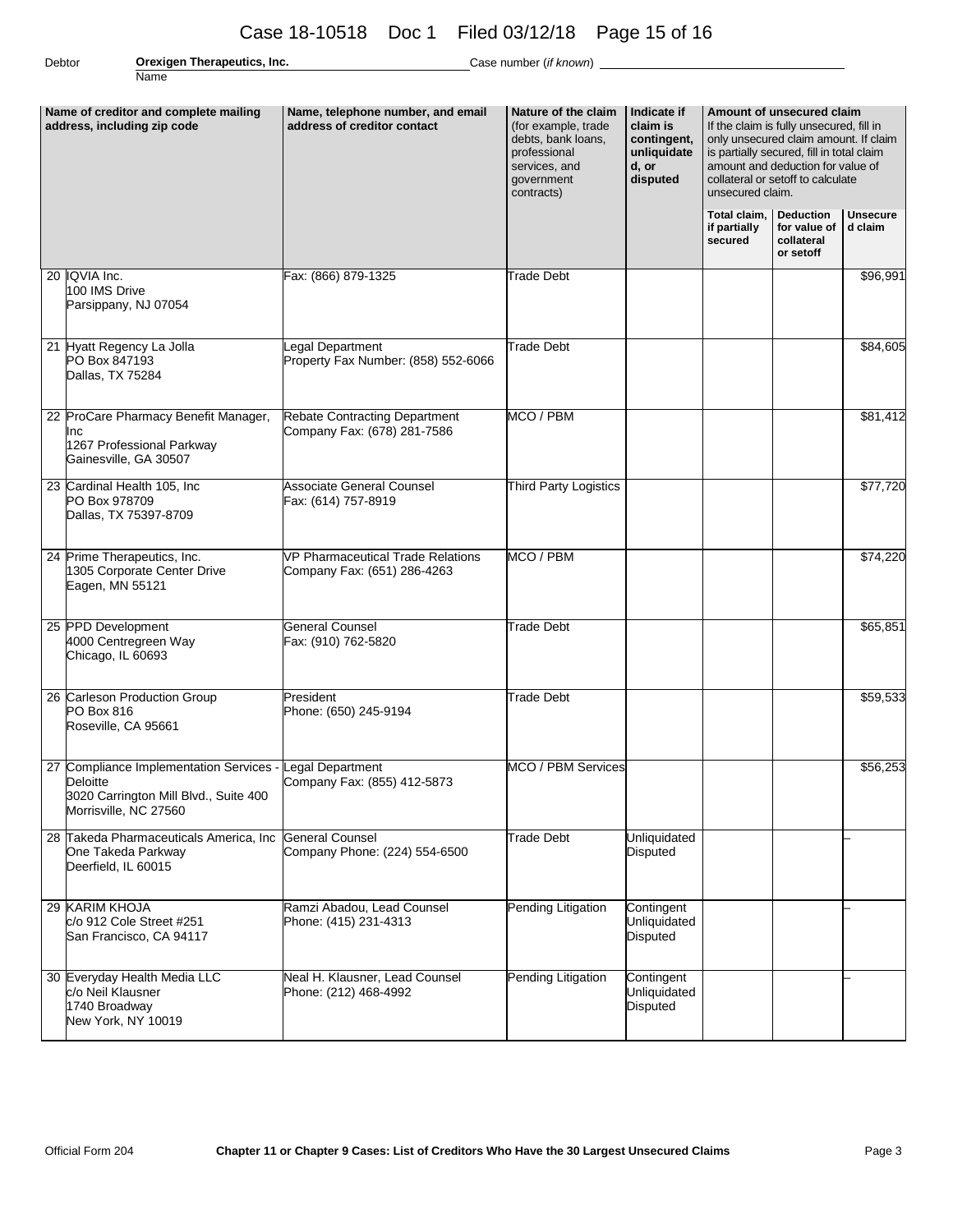Debtor **Orexigen Therapeutics, Inc.** Case number (*if known*)

Name

| | Name of creditor and complete mailing address, including zip code | Name, telephone number, and email address of creditor contact | Nature of the claim (for example, trade debts, bank loans, professional services, and government contracts) | Indicate if claim is contingent, unliquidated, or disputed | Amount of unsecured claim If the claim is fully unsecured, fill in only unsecured claim amount. If claim is partially secured, fill in total claim amount and deduction for value of collateral or setoff to calculate unsecured claim. | | |
|---|---|---|---|---|---|---|---|
| | | | | | Total claim, if partially secured | Deduction for value of collateral or setoff | Unsecured claim |
| 20 | IQVIA Inc.<br>100 IMS Drive<br>Parsippany, NJ 07054 | Fax: (866) 879-1325 | Trade Debt | | | | $96,991 |
| 21 | Hyatt Regency La Jolla<br>PO Box 847193<br>Dallas, TX 75284 | Legal Department<br>Property Fax Number: (858) 552-6066 | Trade Debt | | | | $84,605 |
| 22 | ProCare Pharmacy Benefit Manager, Inc<br>1267 Professional Parkway<br>Gainesville, GA 30507 | Rebate Contracting Department<br>Company Fax: (678) 281-7586 | MCO / PBM | | | | $81,412 |
| 23 | Cardinal Health 105, Inc<br>PO Box 978709<br>Dallas, TX 75397-8709 | Associate General Counsel<br>Fax: (614) 757-8919 | Third Party Logistics | | | | $77,720 |
| 24 | Prime Therapeutics, Inc.<br>1305 Corporate Center Drive<br>Eagen, MN 55121 | VP Pharmaceutical Trade Relations<br>Company Fax: (651) 286-4263 | MCO / PBM | | | | $74,220 |
| 25 | PPD Development<br>4000 Centregreen Way<br>Chicago, IL 60693 | General Counsel<br>Fax: (910) 762-5820 | Trade Debt | | | | $65,851 |
| 26 | Carleson Production Group<br>PO Box 816<br>Roseville, CA 95661 | President<br>Phone: (650) 245-9194 | Trade Debt | | | | $59,533 |
| 27 | Compliance Implementation Services - Deloitte<br>3020 Carrington Mill Blvd., Suite 400<br>Morrisville, NC 27560 | Legal Department<br>Company Fax: (855) 412-5873 | MCO / PBM Services | | | | $56,253 |
| 28 | Takeda Pharmaceuticals America, Inc<br>One Takeda Parkway<br>Deerfield, IL 60015 | General Counsel<br>Company Phone: (224) 554-6500 | Trade Debt | Unliquidated<br>Disputed | | | – |
| 29 | KARIM KHOJA<br>c/o 912 Cole Street #251<br>San Francisco, CA 94117 | Ramzi Abadou, Lead Counsel<br>Phone: (415) 231-4313 | Pending Litigation | Contingent<br>Unliquidated<br>Disputed | | | – |
| 30 | Everyday Health Media LLC<br>c/o Neil Klausner<br>1740 Broadway<br>New York, NY 10019 | Neal H. Klausner, Lead Counsel<br>Phone: (212) 468-4992 | Pending Litigation | Contingent<br>Unliquidated<br>Disputed | | | – |

Official Form 204 **Chapter 11 or Chapter 9 Cases: List of Creditors Who Have the 30 Largest Unsecured Claims**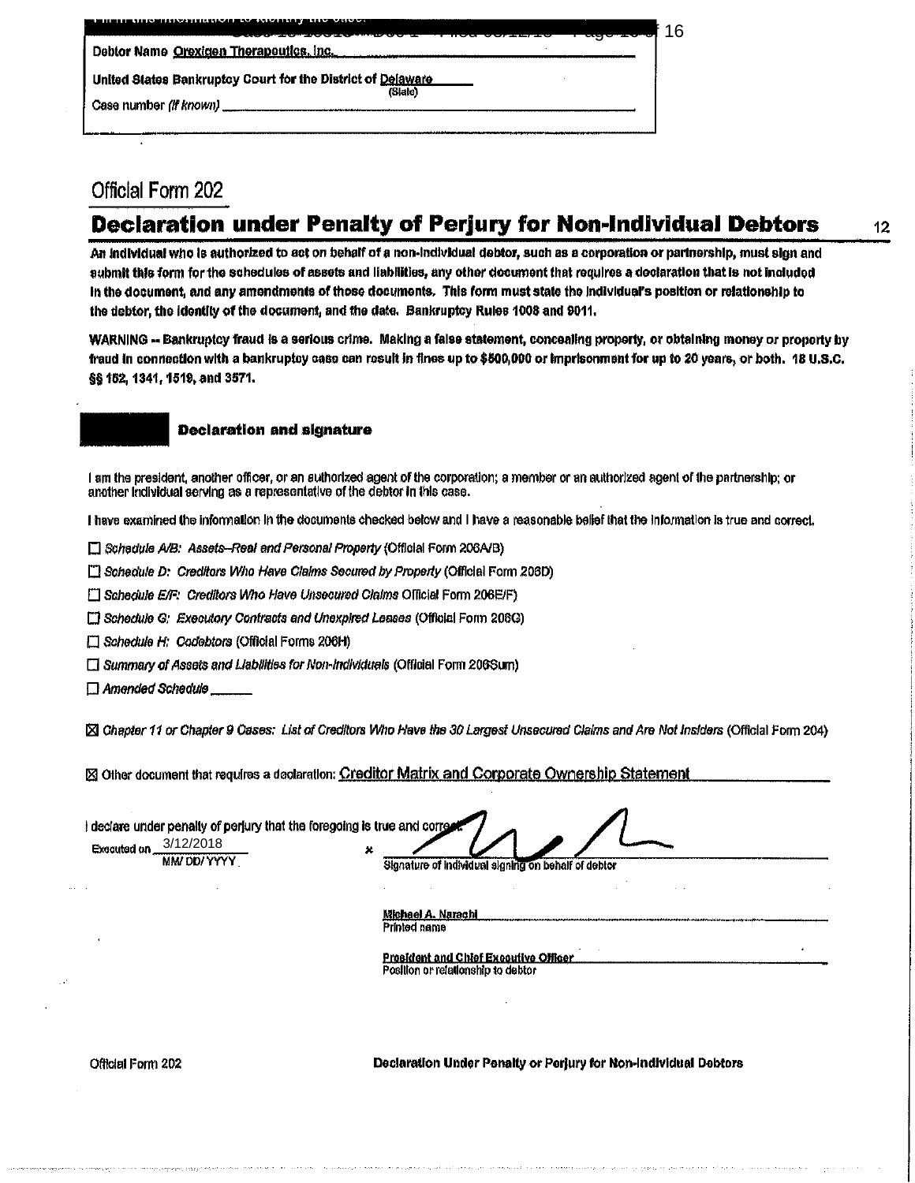Debtor Name Orexigen Therapeutics, Inc.

United States Bankruptcy Court for the District of Delaware (State)

Case number (If known) \_\_\_\_\_\_\_\_\_\_

Official Form 202

# Declaration under Penalty of Perjury for Non-Individual Debtors

12

**An individual who is authorized to act on behalf of a non-individual debtor, such as a corporation or partnership, must sign and submit this form for the schedules of assets and liabilities, any other document that requires a declaration that is not included in the document, and any amendments of those documents. This form must state the individual's position or relationship to the debtor, the identity of the document, and the date. Bankruptcy Rules 1008 and 9011.**

**WARNING -- Bankruptcy fraud is a serious crime. Making a false statement, concealing property, or obtaining money or property by fraud in connection with a bankruptcy case can result in fines up to $500,000 or imprisonment for up to 20 years, or both. 18 U.S.C. §§ 152, 1341, 1519, and 3571.**

## Declaration and signature

I am the president, another officer, or an authorized agent of the corporation; a member or an authorized agent of the partnership; or another individual serving as a representative of the debtor in this case.

I have examined the information in the documents checked below and I have a reasonable belief that the information is true and correct.

☐ *Schedule A/B: Assets–Real and Personal Property* (Official Form 206A/B)

☐ *Schedule D: Creditors Who Have Claims Secured by Property* (Official Form 206D)

☐ *Schedule E/F: Creditors Who Have Unsecured Claims* Official Form 206E/F)

☐ *Schedule G: Executory Contracts and Unexpired Leases* (Official Form 206G)

☐ *Schedule H: Codebtors* (Official Forms 206H)

☐ *Summary of Assets and Liabilities for Non-Individuals* (Official Form 206Sum)

☐ *Amended Schedule* \_\_\_\_\_\_

☒ *Chapter 11 or Chapter 9 Cases: List of Creditors Who Have the 30 Largest Unsecured Claims and Are Not Insiders* (Official Form 204)

☒ Other document that requires a declaration: Creditor Matrix and Corporate Ownership Statement

I declare under penalty of perjury that the foregoing is true and correct.

Executed on 3/12/2018
MM/ DD/ YYYY

× \_\_\_\_\_\_\_\_\_\_
Signature of individual signing on behalf of debtor

Michael A. Narachi
Printed name

President and Chief Executive Officer
Position or relationship to debtor

Official Form 202 — Declaration Under Penalty or Perjury for Non-Individual Debtors